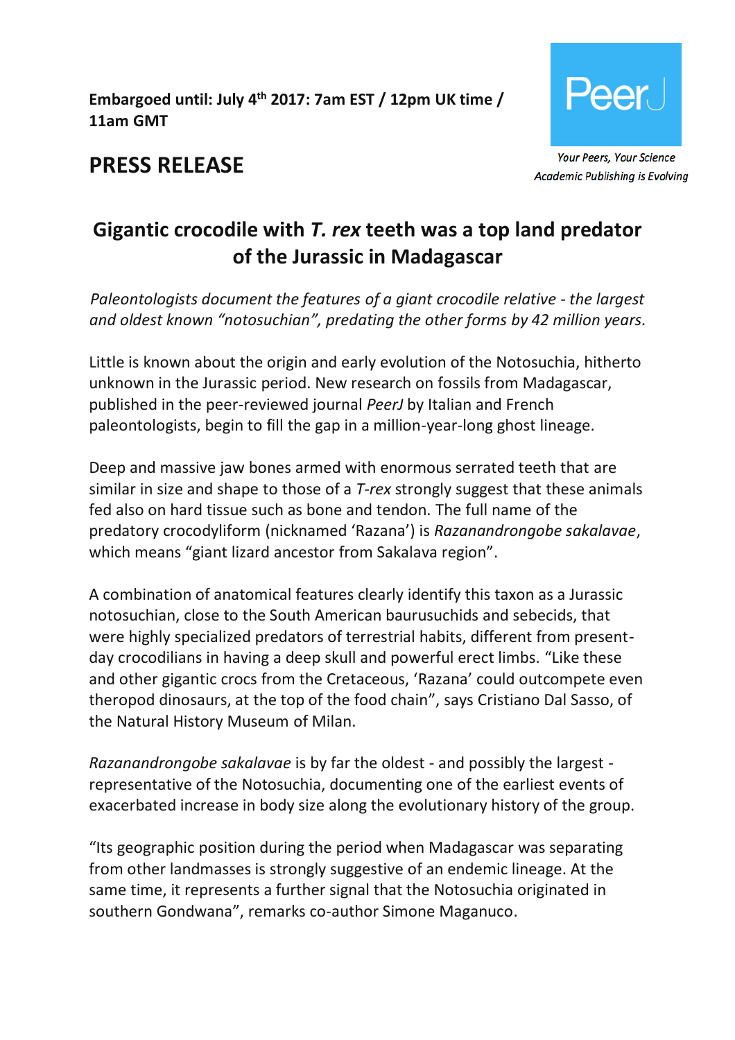**Embargoed until: July 4th 2017: 7am EST / 12pm UK time / 11am GMT**

PeerJ

*Your Peers, Your Science*
*Academic Publishing is Evolving*

# PRESS RELEASE

## Gigantic crocodile with *T. rex* teeth was a top land predator of the Jurassic in Madagascar

*Paleontologists document the features of a giant crocodile relative - the largest and oldest known "notosuchian", predating the other forms by 42 million years.*

Little is known about the origin and early evolution of the Notosuchia, hitherto unknown in the Jurassic period. New research on fossils from Madagascar, published in the peer-reviewed journal *PeerJ* by Italian and French paleontologists, begin to fill the gap in a million-year-long ghost lineage.

Deep and massive jaw bones armed with enormous serrated teeth that are similar in size and shape to those of a *T-rex* strongly suggest that these animals fed also on hard tissue such as bone and tendon. The full name of the predatory crocodyliform (nicknamed 'Razana') is *Razanandrongobe sakalavae*, which means "giant lizard ancestor from Sakalava region".

A combination of anatomical features clearly identify this taxon as a Jurassic notosuchian, close to the South American baurusuchids and sebecids, that were highly specialized predators of terrestrial habits, different from present-day crocodilians in having a deep skull and powerful erect limbs. "Like these and other gigantic crocs from the Cretaceous, 'Razana' could outcompete even theropod dinosaurs, at the top of the food chain", says Cristiano Dal Sasso, of the Natural History Museum of Milan.

*Razanandrongobe sakalavae* is by far the oldest - and possibly the largest - representative of the Notosuchia, documenting one of the earliest events of exacerbated increase in body size along the evolutionary history of the group.

"Its geographic position during the period when Madagascar was separating from other landmasses is strongly suggestive of an endemic lineage. At the same time, it represents a further signal that the Notosuchia originated in southern Gondwana", remarks co-author Simone Maganuco.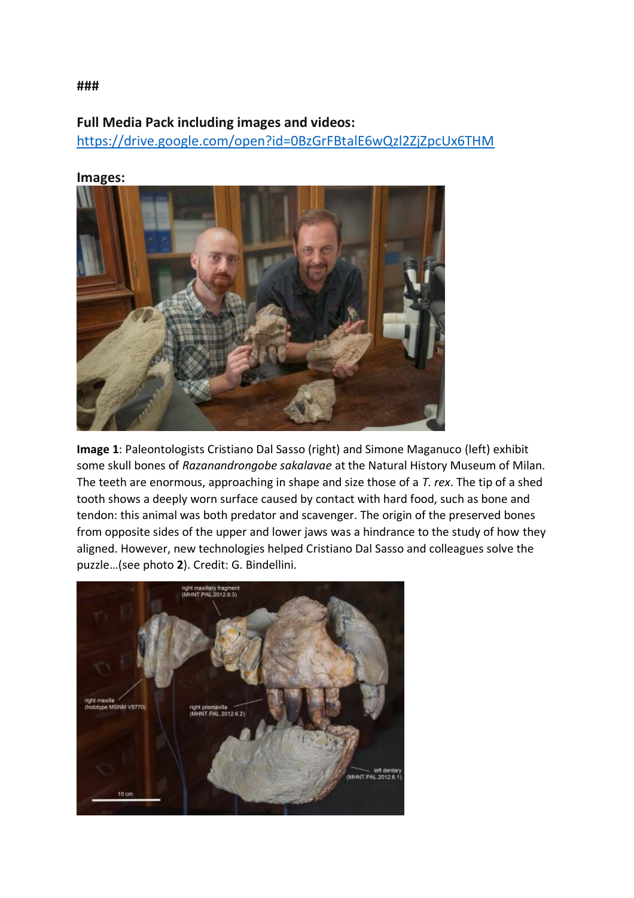###

**Full Media Pack including images and videos:**
https://drive.google.com/open?id=0BzGrFBtalE6wQzl2ZjZpcUx6THM

**Images:**

**Image 1**: Paleontologists Cristiano Dal Sasso (right) and Simone Maganuco (left) exhibit some skull bones of *Razanandrongobe sakalavae* at the Natural History Museum of Milan. The teeth are enormous, approaching in shape and size those of a *T. rex*. The tip of a shed tooth shows a deeply worn surface caused by contact with hard food, such as bone and tendon: this animal was both predator and scavenger. The origin of the preserved bones from opposite sides of the upper and lower jaws was a hindrance to the study of how they aligned. However, new technologies helped Cristiano Dal Sasso and colleagues solve the puzzle…(see photo **2**). Credit: G. Bindellini.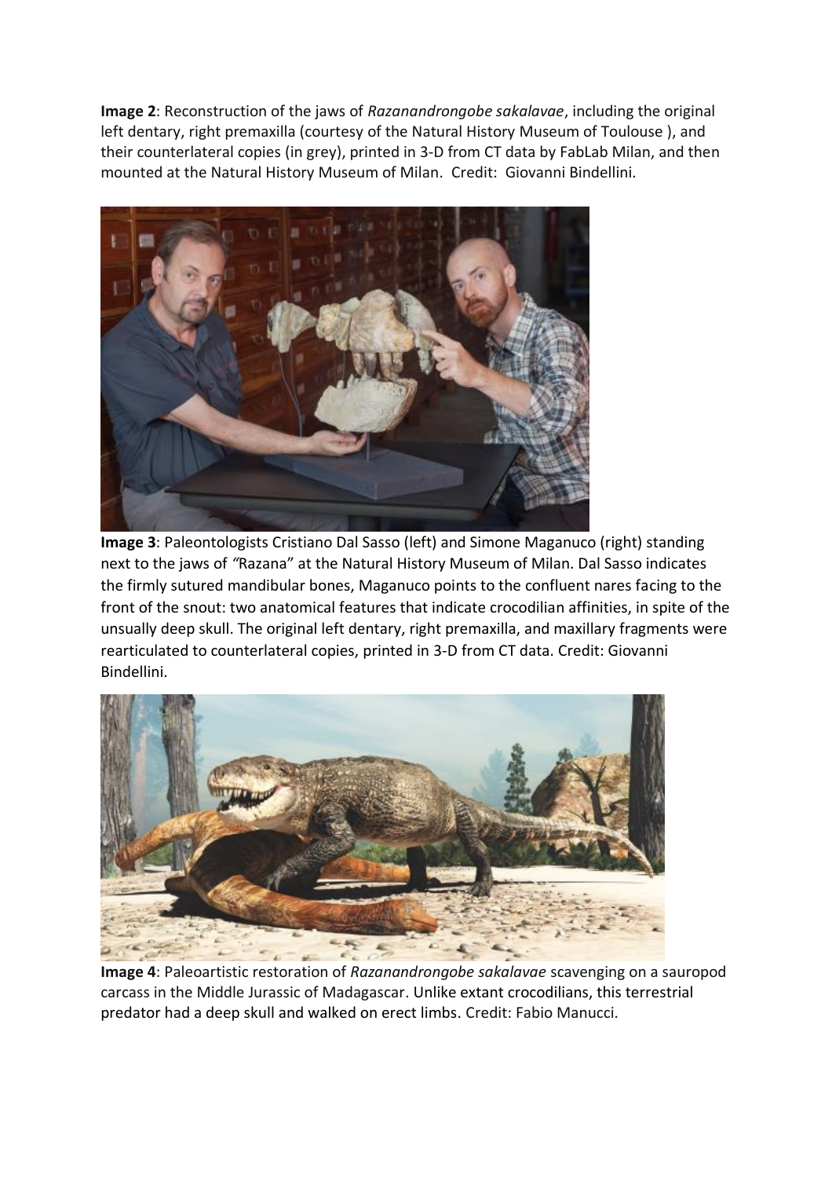**Image 2**: Reconstruction of the jaws of *Razanandrongobe sakalavae*, including the original left dentary, right premaxilla (courtesy of the Natural History Museum of Toulouse ), and their counterlateral copies (in grey), printed in 3-D from CT data by FabLab Milan, and then mounted at the Natural History Museum of Milan. Credit: Giovanni Bindellini.

**Image 3**: Paleontologists Cristiano Dal Sasso (left) and Simone Maganuco (right) standing next to the jaws of *"*Razana" at the Natural History Museum of Milan. Dal Sasso indicates the firmly sutured mandibular bones, Maganuco points to the confluent nares facing to the front of the snout: two anatomical features that indicate crocodilian affinities, in spite of the unusually deep skull. The original left dentary, right premaxilla, and maxillary fragments were rearticulated to counterlateral copies, printed in 3-D from CT data. Credit: Giovanni Bindellini.

**Image 4**: Paleoartistic restoration of *Razanandrongobe sakalavae* scavenging on a sauropod carcass in the Middle Jurassic of Madagascar. Unlike extant crocodilians, this terrestrial predator had a deep skull and walked on erect limbs. Credit: Fabio Manucci.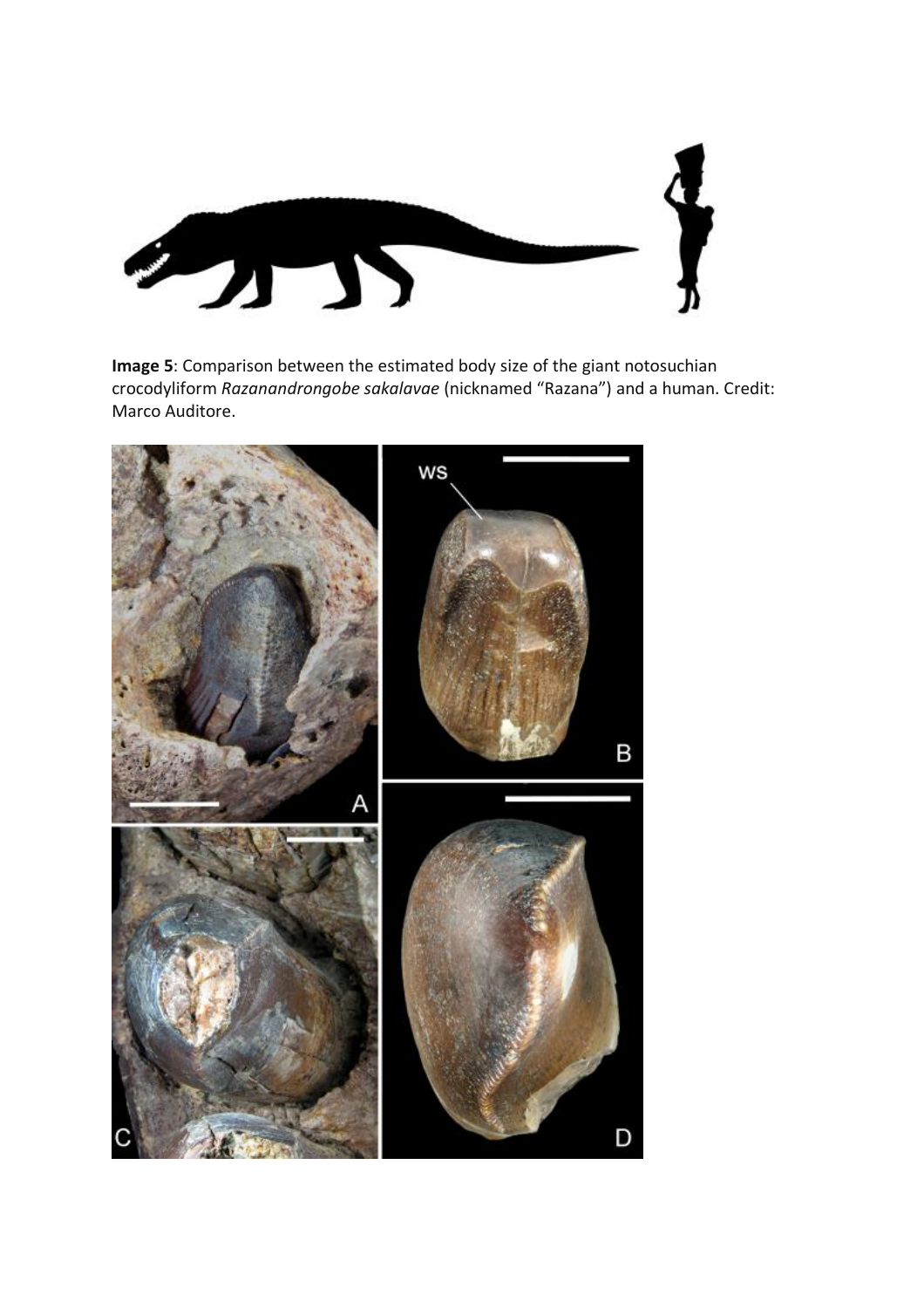**Image 5**: Comparison between the estimated body size of the giant notosuchian crocodyliform *Razanandrongobe sakalavae* (nicknamed "Razana") and a human. Credit: Marco Auditore.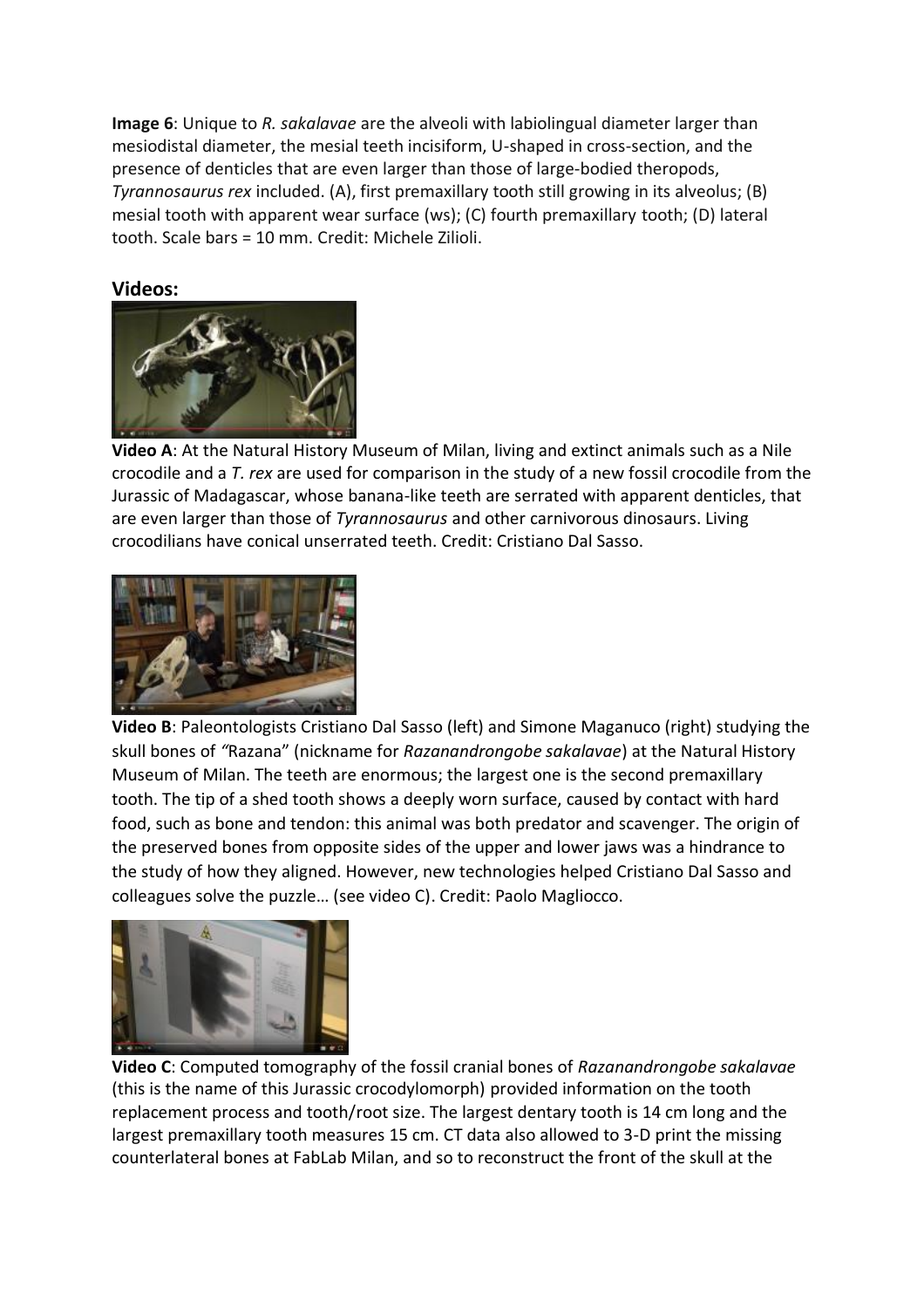**Image 6**: Unique to *R. sakalavae* are the alveoli with labiolingual diameter larger than mesiodistal diameter, the mesial teeth incisiform, U-shaped in cross-section, and the presence of denticles that are even larger than those of large-bodied theropods, *Tyrannosaurus rex* included. (A), first premaxillary tooth still growing in its alveolus; (B) mesial tooth with apparent wear surface (ws); (C) fourth premaxillary tooth; (D) lateral tooth. Scale bars = 10 mm. Credit: Michele Zilioli.

## Videos:

**Video A**: At the Natural History Museum of Milan, living and extinct animals such as a Nile crocodile and a *T. rex* are used for comparison in the study of a new fossil crocodile from the Jurassic of Madagascar, whose banana-like teeth are serrated with apparent denticles, that are even larger than those of *Tyrannosaurus* and other carnivorous dinosaurs. Living crocodilians have conical unserrated teeth. Credit: Cristiano Dal Sasso.

**Video B**: Paleontologists Cristiano Dal Sasso (left) and Simone Maganuco (right) studying the skull bones of *"*Razana" (nickname for *Razanandrongobe sakalavae*) at the Natural History Museum of Milan. The teeth are enormous; the largest one is the second premaxillary tooth. The tip of a shed tooth shows a deeply worn surface, caused by contact with hard food, such as bone and tendon: this animal was both predator and scavenger. The origin of the preserved bones from opposite sides of the upper and lower jaws was a hindrance to the study of how they aligned. However, new technologies helped Cristiano Dal Sasso and colleagues solve the puzzle… (see video C). Credit: Paolo Magliocco.

**Video C**: Computed tomography of the fossil cranial bones of *Razanandrongobe sakalavae* (this is the name of this Jurassic crocodylomorph) provided information on the tooth replacement process and tooth/root size. The largest dentary tooth is 14 cm long and the largest premaxillary tooth measures 15 cm. CT data also allowed to 3-D print the missing counterlateral bones at FabLab Milan, and so to reconstruct the front of the skull at the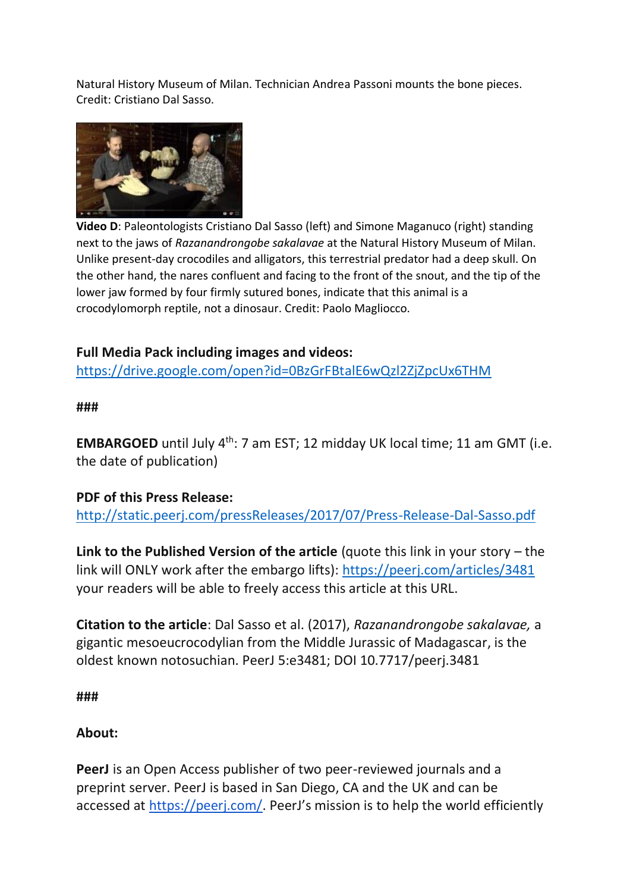Natural History Museum of Milan. Technician Andrea Passoni mounts the bone pieces. Credit: Cristiano Dal Sasso.

**Video D**: Paleontologists Cristiano Dal Sasso (left) and Simone Maganuco (right) standing next to the jaws of *Razanandrongobe sakalavae* at the Natural History Museum of Milan. Unlike present-day crocodiles and alligators, this terrestrial predator had a deep skull. On the other hand, the nares confluent and facing to the front of the snout, and the tip of the lower jaw formed by four firmly sutured bones, indicate that this animal is a crocodylomorph reptile, not a dinosaur. Credit: Paolo Magliocco.

**Full Media Pack including images and videos:**
https://drive.google.com/open?id=0BzGrFBtalE6wQzl2ZjZpcUx6THM

###

**EMBARGOED** until July 4th: 7 am EST; 12 midday UK local time; 11 am GMT (i.e. the date of publication)

**PDF of this Press Release:**
http://static.peerj.com/pressReleases/2017/07/Press-Release-Dal-Sasso.pdf

**Link to the Published Version of the article** (quote this link in your story – the link will ONLY work after the embargo lifts): https://peerj.com/articles/3481 your readers will be able to freely access this article at this URL.

**Citation to the article**: Dal Sasso et al. (2017), *Razanandrongobe sakalavae,* a gigantic mesoeucrocodylian from the Middle Jurassic of Madagascar, is the oldest known notosuchian. PeerJ 5:e3481; DOI 10.7717/peerj.3481

###

**About:**

**PeerJ** is an Open Access publisher of two peer-reviewed journals and a preprint server. PeerJ is based in San Diego, CA and the UK and can be accessed at https://peerj.com/. PeerJ's mission is to help the world efficiently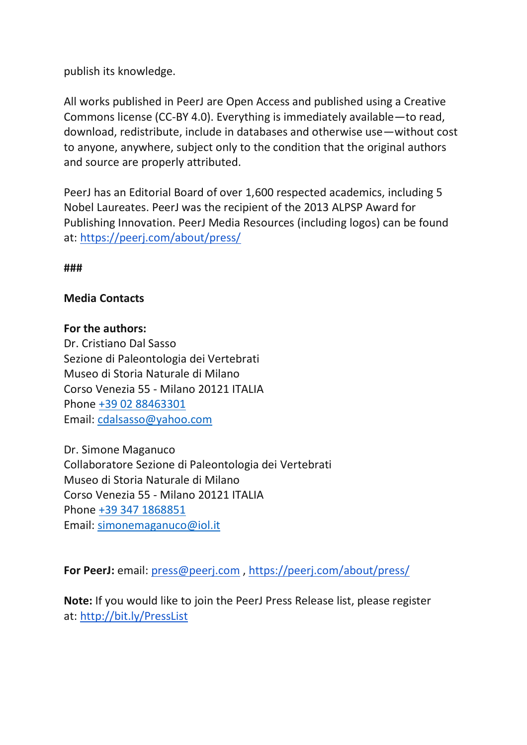publish its knowledge.

All works published in PeerJ are Open Access and published using a Creative Commons license (CC-BY 4.0). Everything is immediately available—to read, download, redistribute, include in databases and otherwise use—without cost to anyone, anywhere, subject only to the condition that the original authors and source are properly attributed.

PeerJ has an Editorial Board of over 1,600 respected academics, including 5 Nobel Laureates. PeerJ was the recipient of the 2013 ALPSP Award for Publishing Innovation. PeerJ Media Resources (including logos) can be found at: https://peerj.com/about/press/

**###**

**Media Contacts**

**For the authors:**
Dr. Cristiano Dal Sasso
Sezione di Paleontologia dei Vertebrati
Museo di Storia Naturale di Milano
Corso Venezia 55 - Milano 20121 ITALIA
Phone +39 02 88463301
Email: cdalsasso@yahoo.com

Dr. Simone Maganuco
Collaboratore Sezione di Paleontologia dei Vertebrati
Museo di Storia Naturale di Milano
Corso Venezia 55 - Milano 20121 ITALIA
Phone +39 347 1868851
Email: simonemaganuco@iol.it

**For PeerJ:** email: press@peerj.com , https://peerj.com/about/press/

**Note:** If you would like to join the PeerJ Press Release list, please register at: http://bit.ly/PressList